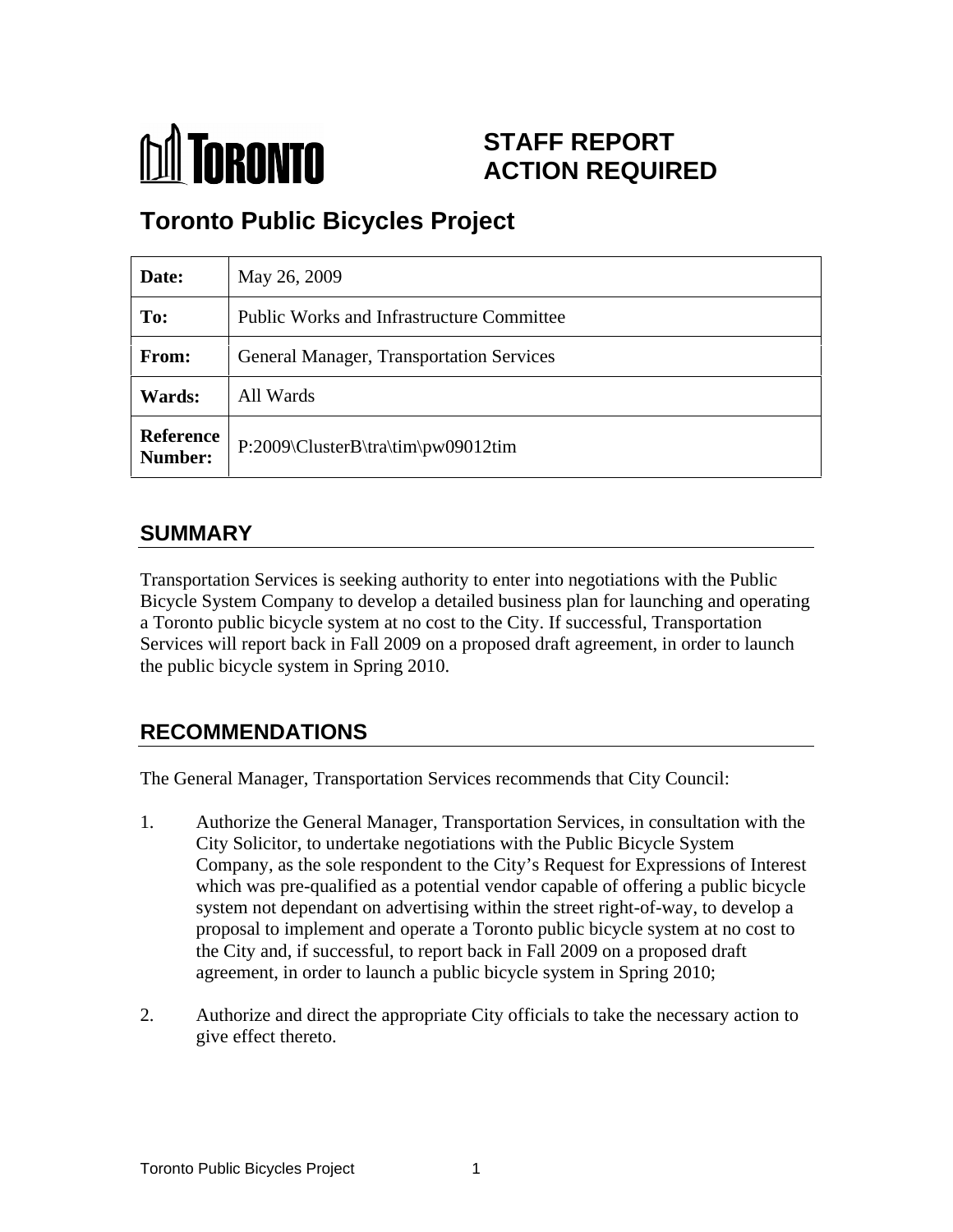TORONTO

# STAFF REPORT ACTION REQUIRED

## Toronto Public Bicycles Project

| Date: | May 26, 2009 |
| --- | --- |
| To: | Public Works and Infrastructure Committee |
| From: | General Manager, Transportation Services |
| Wards: | All Wards |
| Reference Number: | P:2009\ClusterB\tra\tim\pw09012tim |

## SUMMARY

Transportation Services is seeking authority to enter into negotiations with the Public Bicycle System Company to develop a detailed business plan for launching and operating a Toronto public bicycle system at no cost to the City. If successful, Transportation Services will report back in Fall 2009 on a proposed draft agreement, in order to launch the public bicycle system in Spring 2010.

## RECOMMENDATIONS

The General Manager, Transportation Services recommends that City Council:

1. Authorize the General Manager, Transportation Services, in consultation with the City Solicitor, to undertake negotiations with the Public Bicycle System Company, as the sole respondent to the City's Request for Expressions of Interest which was pre-qualified as a potential vendor capable of offering a public bicycle system not dependant on advertising within the street right-of-way, to develop a proposal to implement and operate a Toronto public bicycle system at no cost to the City and, if successful, to report back in Fall 2009 on a proposed draft agreement, in order to launch a public bicycle system in Spring 2010;

2. Authorize and direct the appropriate City officials to take the necessary action to give effect thereto.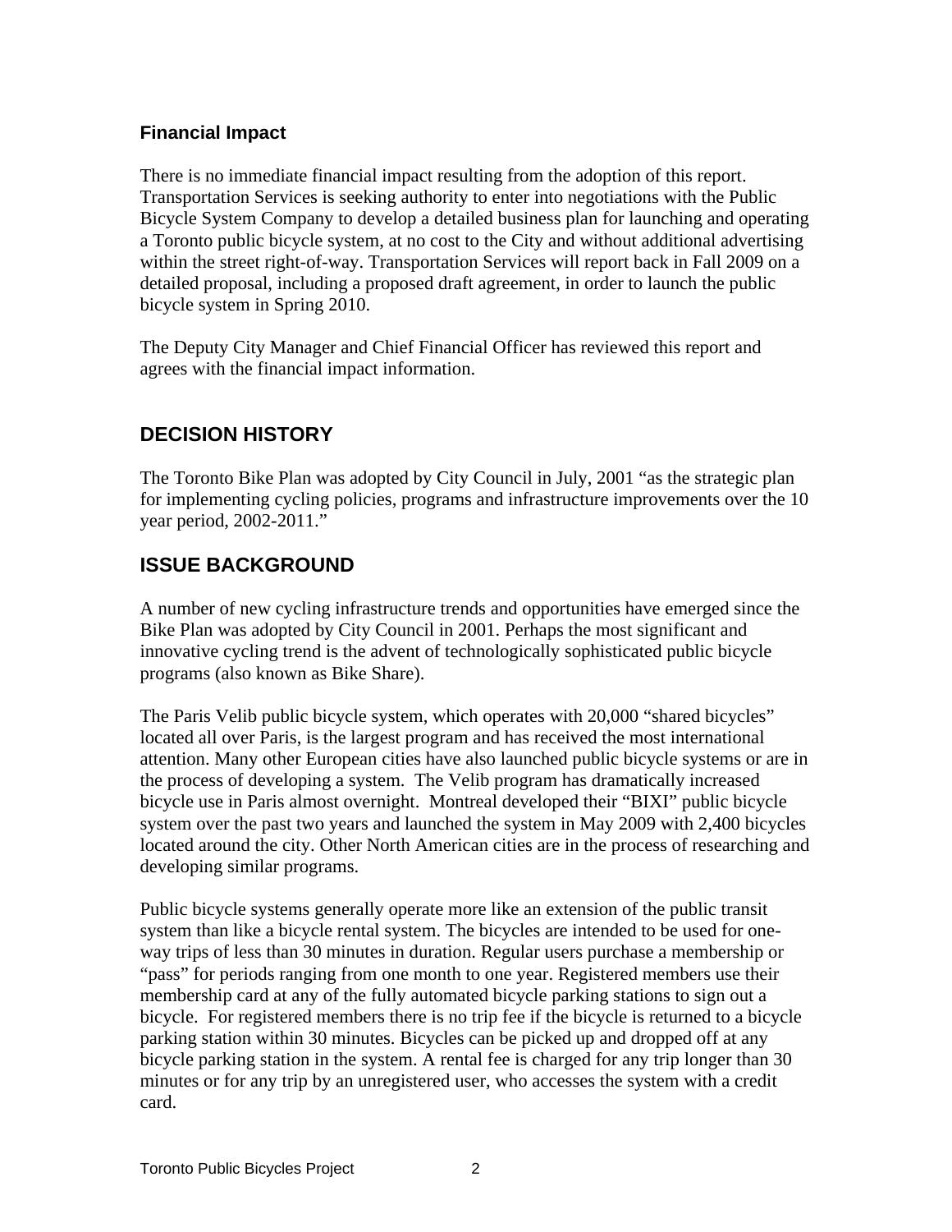### Financial Impact

There is no immediate financial impact resulting from the adoption of this report. Transportation Services is seeking authority to enter into negotiations with the Public Bicycle System Company to develop a detailed business plan for launching and operating a Toronto public bicycle system, at no cost to the City and without additional advertising within the street right-of-way. Transportation Services will report back in Fall 2009 on a detailed proposal, including a proposed draft agreement, in order to launch the public bicycle system in Spring 2010.

The Deputy City Manager and Chief Financial Officer has reviewed this report and agrees with the financial impact information.

## DECISION HISTORY

The Toronto Bike Plan was adopted by City Council in July, 2001 "as the strategic plan for implementing cycling policies, programs and infrastructure improvements over the 10 year period, 2002-2011."

## ISSUE BACKGROUND

A number of new cycling infrastructure trends and opportunities have emerged since the Bike Plan was adopted by City Council in 2001. Perhaps the most significant and innovative cycling trend is the advent of technologically sophisticated public bicycle programs (also known as Bike Share).

The Paris Velib public bicycle system, which operates with 20,000 "shared bicycles" located all over Paris, is the largest program and has received the most international attention. Many other European cities have also launched public bicycle systems or are in the process of developing a system. The Velib program has dramatically increased bicycle use in Paris almost overnight. Montreal developed their "BIXI" public bicycle system over the past two years and launched the system in May 2009 with 2,400 bicycles located around the city. Other North American cities are in the process of researching and developing similar programs.

Public bicycle systems generally operate more like an extension of the public transit system than like a bicycle rental system. The bicycles are intended to be used for one-way trips of less than 30 minutes in duration. Regular users purchase a membership or "pass" for periods ranging from one month to one year. Registered members use their membership card at any of the fully automated bicycle parking stations to sign out a bicycle. For registered members there is no trip fee if the bicycle is returned to a bicycle parking station within 30 minutes. Bicycles can be picked up and dropped off at any bicycle parking station in the system. A rental fee is charged for any trip longer than 30 minutes or for any trip by an unregistered user, who accesses the system with a credit card.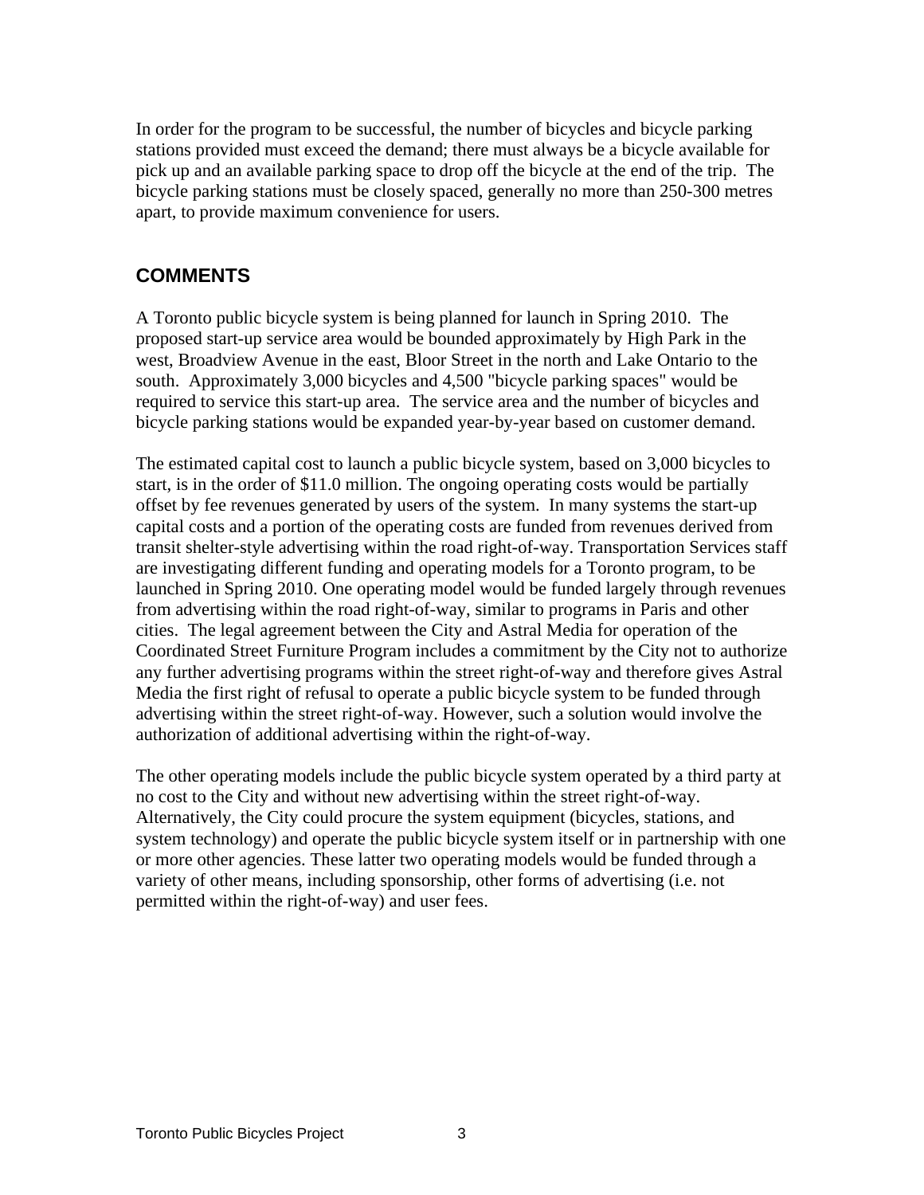In order for the program to be successful, the number of bicycles and bicycle parking stations provided must exceed the demand; there must always be a bicycle available for pick up and an available parking space to drop off the bicycle at the end of the trip. The bicycle parking stations must be closely spaced, generally no more than 250-300 metres apart, to provide maximum convenience for users.

## COMMENTS

A Toronto public bicycle system is being planned for launch in Spring 2010. The proposed start-up service area would be bounded approximately by High Park in the west, Broadview Avenue in the east, Bloor Street in the north and Lake Ontario to the south. Approximately 3,000 bicycles and 4,500 "bicycle parking spaces" would be required to service this start-up area. The service area and the number of bicycles and bicycle parking stations would be expanded year-by-year based on customer demand.

The estimated capital cost to launch a public bicycle system, based on 3,000 bicycles to start, is in the order of $11.0 million. The ongoing operating costs would be partially offset by fee revenues generated by users of the system. In many systems the start-up capital costs and a portion of the operating costs are funded from revenues derived from transit shelter-style advertising within the road right-of-way. Transportation Services staff are investigating different funding and operating models for a Toronto program, to be launched in Spring 2010. One operating model would be funded largely through revenues from advertising within the road right-of-way, similar to programs in Paris and other cities. The legal agreement between the City and Astral Media for operation of the Coordinated Street Furniture Program includes a commitment by the City not to authorize any further advertising programs within the street right-of-way and therefore gives Astral Media the first right of refusal to operate a public bicycle system to be funded through advertising within the street right-of-way. However, such a solution would involve the authorization of additional advertising within the right-of-way.

The other operating models include the public bicycle system operated by a third party at no cost to the City and without new advertising within the street right-of-way. Alternatively, the City could procure the system equipment (bicycles, stations, and system technology) and operate the public bicycle system itself or in partnership with one or more other agencies. These latter two operating models would be funded through a variety of other means, including sponsorship, other forms of advertising (i.e. not permitted within the right-of-way) and user fees.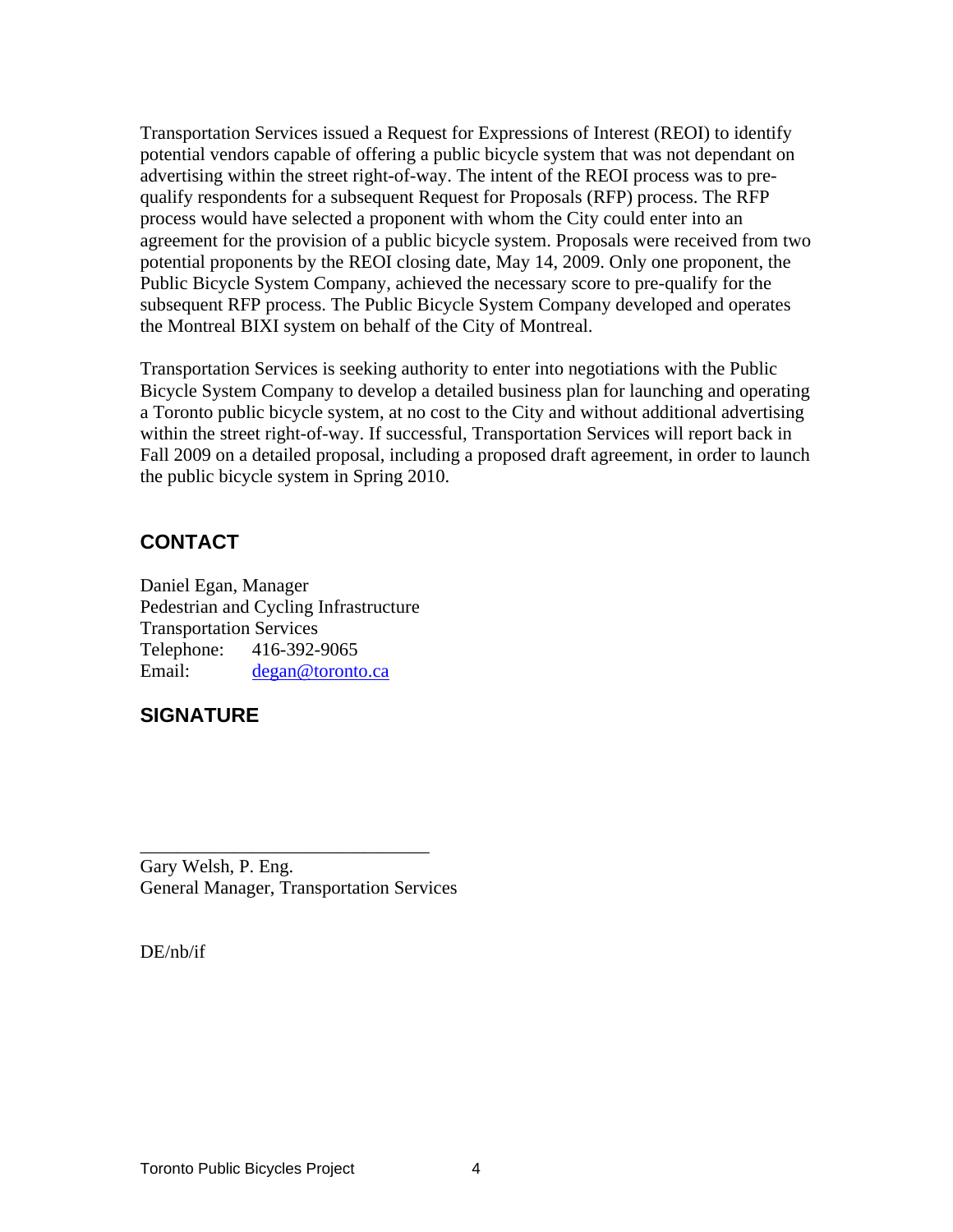Transportation Services issued a Request for Expressions of Interest (REOI) to identify potential vendors capable of offering a public bicycle system that was not dependant on advertising within the street right-of-way. The intent of the REOI process was to pre-qualify respondents for a subsequent Request for Proposals (RFP) process. The RFP process would have selected a proponent with whom the City could enter into an agreement for the provision of a public bicycle system. Proposals were received from two potential proponents by the REOI closing date, May 14, 2009. Only one proponent, the Public Bicycle System Company, achieved the necessary score to pre-qualify for the subsequent RFP process. The Public Bicycle System Company developed and operates the Montreal BIXI system on behalf of the City of Montreal.

Transportation Services is seeking authority to enter into negotiations with the Public Bicycle System Company to develop a detailed business plan for launching and operating a Toronto public bicycle system, at no cost to the City and without additional advertising within the street right-of-way. If successful, Transportation Services will report back in Fall 2009 on a detailed proposal, including a proposed draft agreement, in order to launch the public bicycle system in Spring 2010.

## CONTACT

Daniel Egan, Manager
Pedestrian and Cycling Infrastructure
Transportation Services
Telephone: 416-392-9065
Email: degan@toronto.ca

## SIGNATURE

_______________________________
Gary Welsh, P. Eng.
General Manager, Transportation Services

DE/nb/if